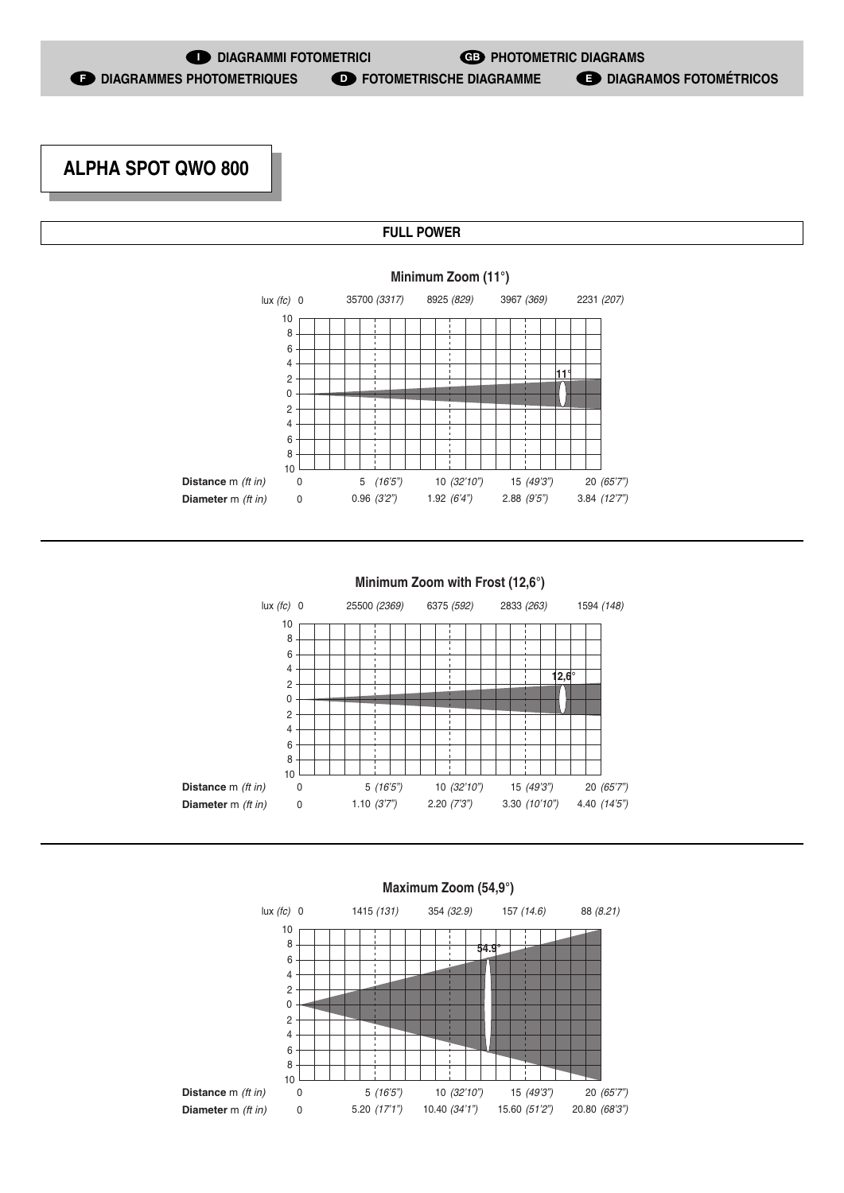**I** DIAGRAMMI FOTOMETRICI **GB** PHOTOMETRIC DIAGRAMS
**F** DIAGRAMMES PHOTOMETRIQUES **D** FOTOMETRISCHE DIAGRAMME **E** DIAGRAMOS FOTOMÉTRICOS

# ALPHA SPOT QWO 800

## FULL POWER

### Minimum Zoom (11°)

| | | | | | |
|---|---|---|---|---|---|
| lux *(fc)* | 0 | 35700 *(3317)* | 8925 *(829)* | 3967 *(369)* | 2231 *(207)* |
| **Distance** m *(ft in)* | 0 | 5 *(16'5")* | 10 *(32'10")* | 15 *(49'3")* | 20 *(65'7")* |
| **Diameter** m *(ft in)* | 0 | 0.96 *(3'2")* | 1.92 *(6'4")* | 2.88 *(9'5")* | 3.84 *(12'7")* |

### Minimum Zoom with Frost (12,6°)

| | | | | | |
|---|---|---|---|---|---|
| lux *(fc)* | 0 | 25500 *(2369)* | 6375 *(592)* | 2833 *(263)* | 1594 *(148)* |
| **Distance** m *(ft in)* | 0 | 5 *(16'5")* | 10 *(32'10")* | 15 *(49'3")* | 20 *(65'7")* |
| **Diameter** m *(ft in)* | 0 | 1.10 *(3'7")* | 2.20 *(7'3")* | 3.30 *(10'10")* | 4.40 *(14'5")* |

### Maximum Zoom (54,9°)

| | | | | | |
|---|---|---|---|---|---|
| lux *(fc)* | 0 | 1415 *(131)* | 354 *(32.9)* | 157 *(14.6)* | 88 *(8.21)* |
| **Distance** m *(ft in)* | 0 | 5 *(16'5")* | 10 *(32'10")* | 15 *(49'3")* | 20 *(65'7")* |
| **Diameter** m *(ft in)* | 0 | 5.20 *(17'1")* | 10.40 *(34'1")* | 15.60 *(51'2")* | 20.80 *(68'3")* |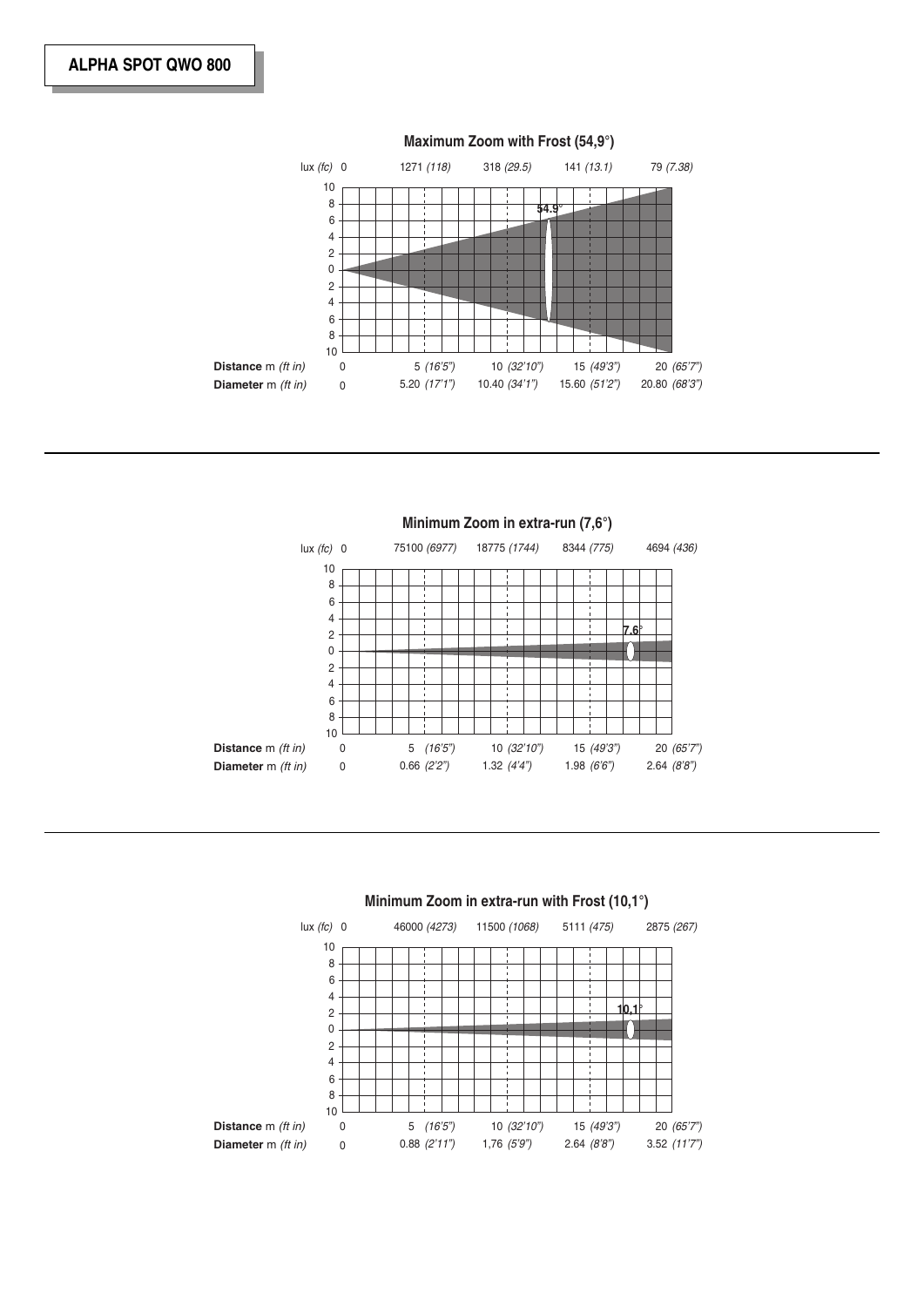# ALPHA SPOT QWO 800

## Maximum Zoom with Frost (54,9°)

| lux *(fc)* | 0 | 1271 *(118)* | 318 *(29.5)* | 141 *(13.1)* | 79 *(7.38)* |
|---|---|---|---|---|---|
| **Distance** m *(ft in)* | 0 | 5 *(16'5")* | 10 *(32'10")* | 15 *(49'3")* | 20 *(65'7")* |
| **Diameter** m *(ft in)* | 0 | 5.20 *(17'1")* | 10.40 *(34'1")* | 15.60 *(51'2")* | 20.80 *(68'3")* |

## Minimum Zoom in extra-run (7,6°)

| lux *(fc)* | 0 | 75100 *(6977)* | 18775 *(1744)* | 8344 *(775)* | 4694 *(436)* |
|---|---|---|---|---|---|
| **Distance** m *(ft in)* | 0 | 5 *(16'5")* | 10 *(32'10")* | 15 *(49'3")* | 20 *(65'7")* |
| **Diameter** m *(ft in)* | 0 | 0.66 *(2'2")* | 1.32 *(4'4")* | 1.98 *(6'6")* | 2.64 *(8'8")* |

## Minimum Zoom in extra-run with Frost (10,1°)

| lux *(fc)* | 0 | 46000 *(4273)* | 11500 *(1068)* | 5111 *(475)* | 2875 *(267)* |
|---|---|---|---|---|---|
| **Distance** m *(ft in)* | 0 | 5 *(16'5")* | 10 *(32'10")* | 15 *(49'3")* | 20 *(65'7")* |
| **Diameter** m *(ft in)* | 0 | 0.88 *(2'11")* | 1,76 *(5'9")* | 2.64 *(8'8")* | 3.52 *(11'7")* |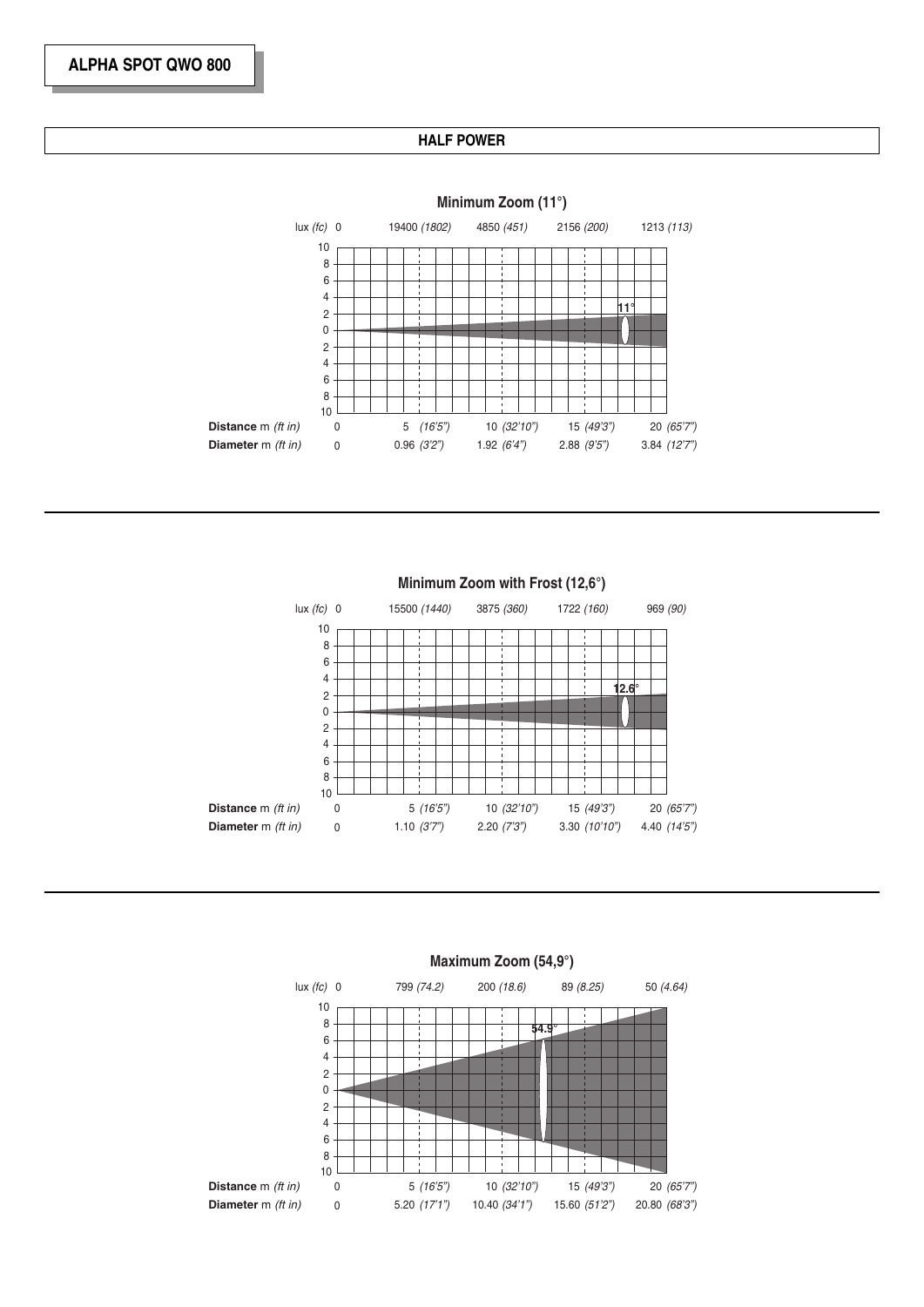## ALPHA SPOT QWO 800

### HALF POWER

**Minimum Zoom (11°)**

| | | | | | |
|---|---|---|---|---|---|
| lux *(fc)* | 0 | 19400 *(1802)* | 4850 *(451)* | 2156 *(200)* | 1213 *(113)* |
| **Distance** m *(ft in)* | 0 | 5 *(16'5")* | 10 *(32'10")* | 15 *(49'3")* | 20 *(65'7")* |
| **Diameter** m *(ft in)* | 0 | 0.96 *(3'2")* | 1.92 *(6'4")* | 2.88 *(9'5")* | 3.84 *(12'7")* |

**Minimum Zoom with Frost (12,6°)**

| | | | | | |
|---|---|---|---|---|---|
| lux *(fc)* | 0 | 15500 *(1440)* | 3875 *(360)* | 1722 *(160)* | 969 *(90)* |
| **Distance** m *(ft in)* | 0 | 5 *(16'5")* | 10 *(32'10")* | 15 *(49'3")* | 20 *(65'7")* |
| **Diameter** m *(ft in)* | 0 | 1.10 *(3'7")* | 2.20 *(7'3")* | 3.30 *(10'10")* | 4.40 *(14'5")* |

**Maximum Zoom (54,9°)**

| | | | | | |
|---|---|---|---|---|---|
| lux *(fc)* | 0 | 799 *(74.2)* | 200 *(18.6)* | 89 *(8.25)* | 50 *(4.64)* |
| **Distance** m *(ft in)* | 0 | 5 *(16'5")* | 10 *(32'10")* | 15 *(49'3")* | 20 *(65'7")* |
| **Diameter** m *(ft in)* | 0 | 5.20 *(17'1")* | 10.40 *(34'1")* | 15.60 *(51'2")* | 20.80 *(68'3")* |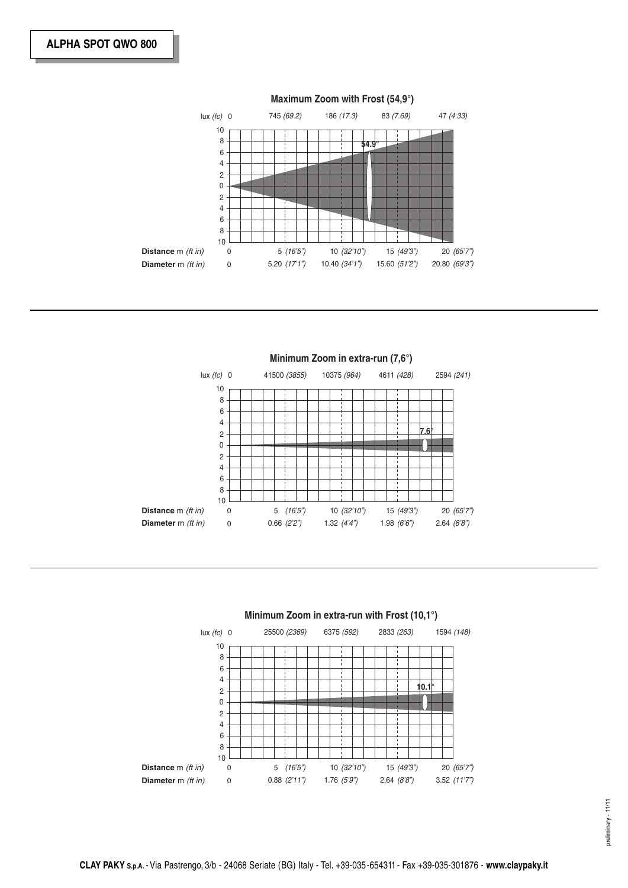## ALPHA SPOT QWO 800

**Maximum Zoom with Frost (54,9°)**

lux *(fc)* 0 745 *(69.2)* 186 *(17.3)* 83 *(7.69)* 47 *(4.33)*

10 8 6 4 2 0 2 4 6 8 10

54.9°

**Distance** m *(ft in)* 0 5 *(16'5")* 10 *(32'10")* 15 *(49'3")* 20 *(65'7")*

**Diameter** m *(ft in)* 0 5.20 *(17'1")* 10.40 *(34'1")* 15.60 *(51'2")* 20.80 *(69'3")*

---

**Minimum Zoom in extra-run (7,6°)**

lux *(fc)* 0 41500 *(3855)* 10375 *(964)* 4611 *(428)* 2594 *(241)*

10 8 6 4 2 0 2 4 6 8 10

7.6°

**Distance** m *(ft in)* 0 5 *(16'5")* 10 *(32'10")* 15 *(49'3")* 20 *(65'7")*

**Diameter** m *(ft in)* 0 0.66 *(2'2")* 1.32 *(4'4")* 1.98 *(6'6")* 2.64 *(8'8")*

---

**Minimum Zoom in extra-run with Frost (10,1°)**

lux *(fc)* 0 25500 *(2369)* 6375 *(592)* 2833 *(263)* 1594 *(148)*

10 8 6 4 2 0 2 4 6 8 10

10.1°

**Distance** m *(ft in)* 0 5 *(16'5")* 10 *(32'10")* 15 *(49'3")* 20 *(65'7")*

**Diameter** m *(ft in)* 0 0.88 *(2'11")* 1.76 *(5'9")* 2.64 *(8'8")* 3.52 *(11'7")*

preliminary - 11/11

**CLAY PAKY S.p.A.** - Via Pastrengo, 3/b - 24068 Seriate (BG) Italy - Tel. +39-035-654311 - Fax +39-035-301876 - **www.claypaky.it**